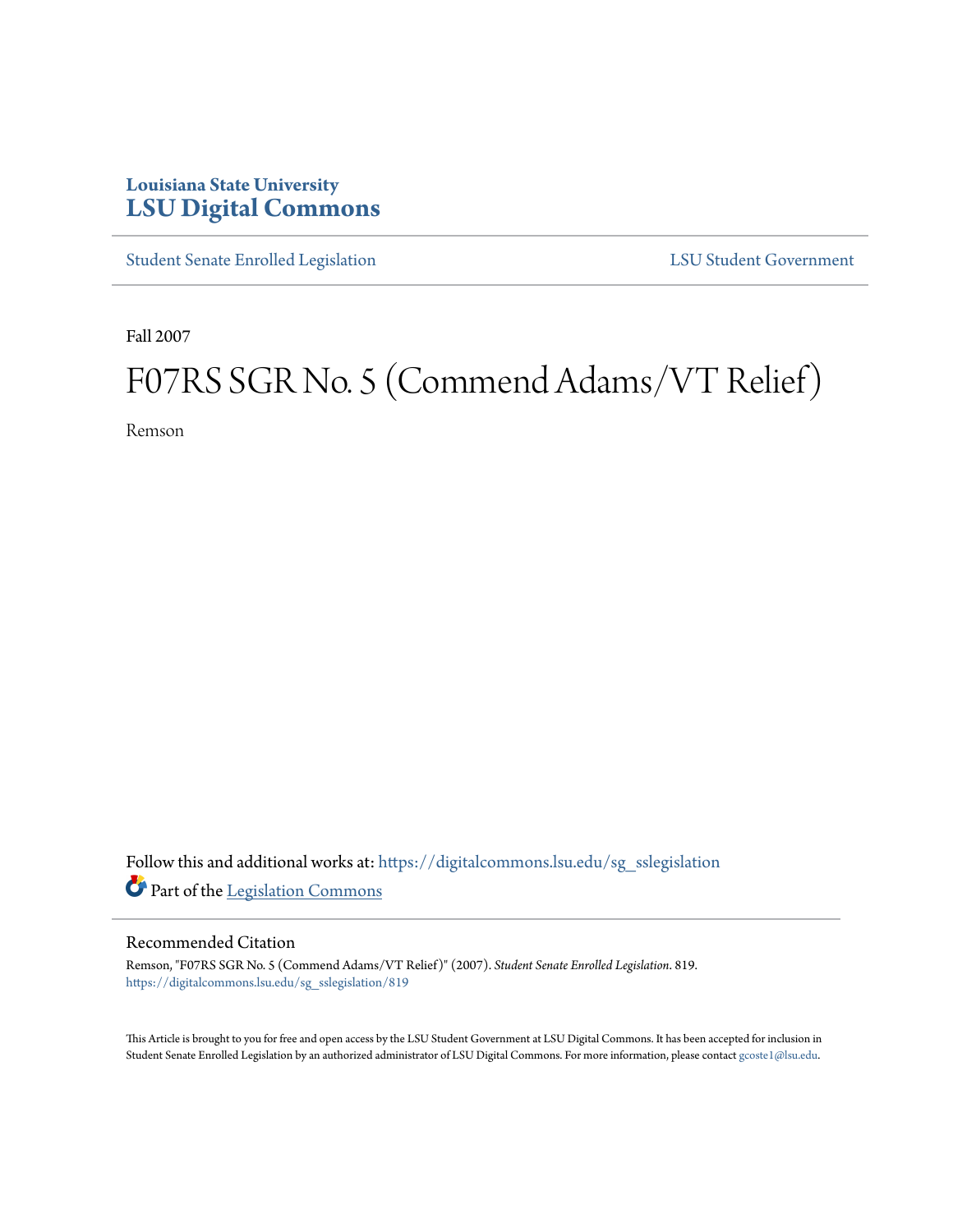Louisiana State University
# LSU Digital Commons

Student Senate Enrolled Legislation | LSU Student Government

Fall 2007

# F07RS SGR No. 5 (Commend Adams/VT Relief)

Remson

Follow this and additional works at: https://digitalcommons.lsu.edu/sg_sslegislation

Part of the Legislation Commons

## Recommended Citation

Remson, "F07RS SGR No. 5 (Commend Adams/VT Relief)" (2007). *Student Senate Enrolled Legislation*. 819.
https://digitalcommons.lsu.edu/sg_sslegislation/819

This Article is brought to you for free and open access by the LSU Student Government at LSU Digital Commons. It has been accepted for inclusion in Student Senate Enrolled Legislation by an authorized administrator of LSU Digital Commons. For more information, please contact gcoste1@lsu.edu.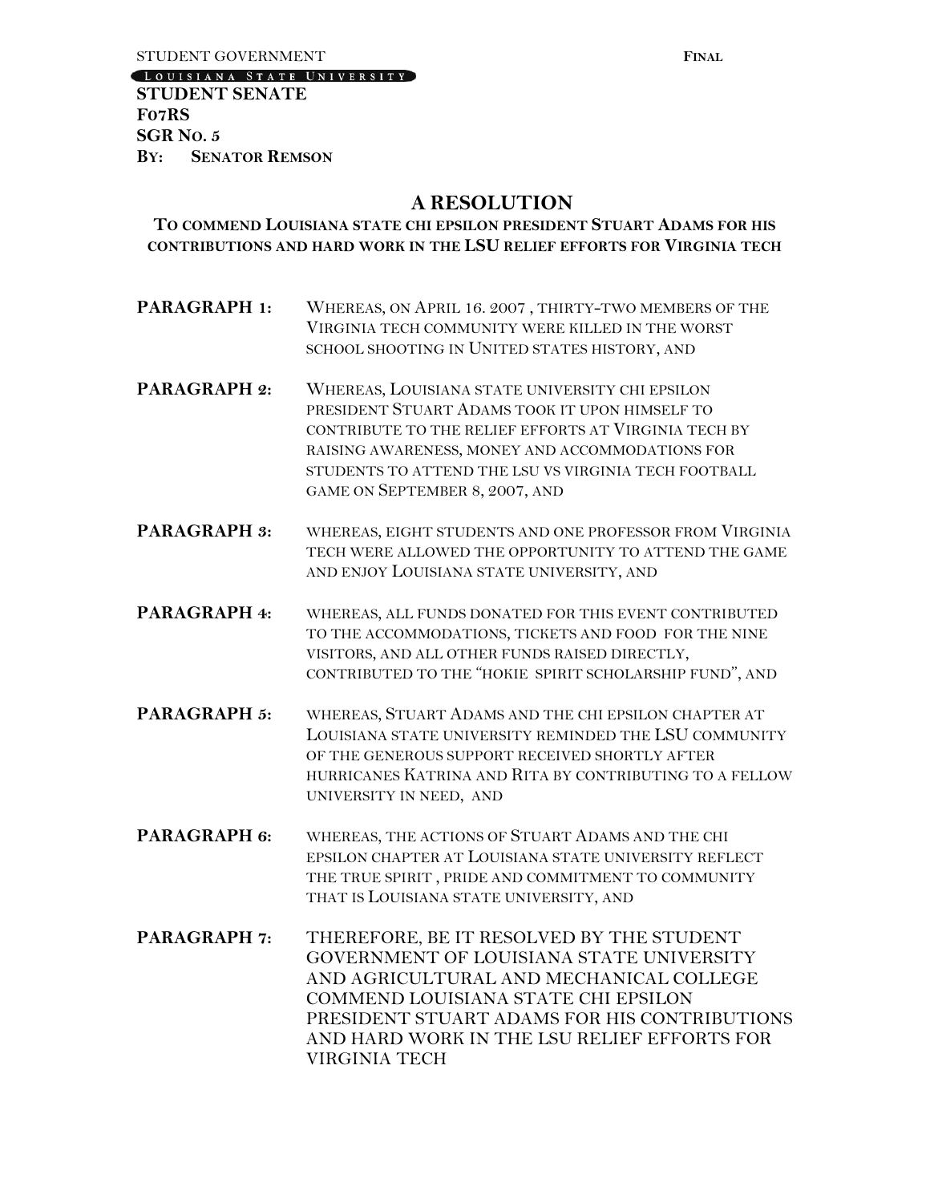STUDENT GOVERNMENT **FINAL**

LOUISIANA STATE UNIVERSITY

**STUDENT SENATE**
**F07RS**
**SGR NO. 5**
**BY: SENATOR REMSON**

# A RESOLUTION

**TO COMMEND LOUISIANA STATE CHI EPSILON PRESIDENT STUART ADAMS FOR HIS CONTRIBUTIONS AND HARD WORK IN THE LSU RELIEF EFFORTS FOR VIRGINIA TECH**

**PARAGRAPH 1:** WHEREAS, ON APRIL 16. 2007 , THIRTY-TWO MEMBERS OF THE VIRGINIA TECH COMMUNITY WERE KILLED IN THE WORST SCHOOL SHOOTING IN UNITED STATES HISTORY, AND

**PARAGRAPH 2:** WHEREAS, LOUISIANA STATE UNIVERSITY CHI EPSILON PRESIDENT STUART ADAMS TOOK IT UPON HIMSELF TO CONTRIBUTE TO THE RELIEF EFFORTS AT VIRGINIA TECH BY RAISING AWARENESS, MONEY AND ACCOMMODATIONS FOR STUDENTS TO ATTEND THE LSU VS VIRGINIA TECH FOOTBALL GAME ON SEPTEMBER 8, 2007, AND

**PARAGRAPH 3:** WHEREAS, EIGHT STUDENTS AND ONE PROFESSOR FROM VIRGINIA TECH WERE ALLOWED THE OPPORTUNITY TO ATTEND THE GAME AND ENJOY LOUISIANA STATE UNIVERSITY, AND

**PARAGRAPH 4:** WHEREAS, ALL FUNDS DONATED FOR THIS EVENT CONTRIBUTED TO THE ACCOMMODATIONS, TICKETS AND FOOD FOR THE NINE VISITORS, AND ALL OTHER FUNDS RAISED DIRECTLY, CONTRIBUTED TO THE "HOKIE SPIRIT SCHOLARSHIP FUND", AND

**PARAGRAPH 5:** WHEREAS, STUART ADAMS AND THE CHI EPSILON CHAPTER AT LOUISIANA STATE UNIVERSITY REMINDED THE LSU COMMUNITY OF THE GENEROUS SUPPORT RECEIVED SHORTLY AFTER HURRICANES KATRINA AND RITA BY CONTRIBUTING TO A FELLOW UNIVERSITY IN NEED, AND

**PARAGRAPH 6:** WHEREAS, THE ACTIONS OF STUART ADAMS AND THE CHI EPSILON CHAPTER AT LOUISIANA STATE UNIVERSITY REFLECT THE TRUE SPIRIT , PRIDE AND COMMITMENT TO COMMUNITY THAT IS LOUISIANA STATE UNIVERSITY, AND

**PARAGRAPH 7:** THEREFORE, BE IT RESOLVED BY THE STUDENT GOVERNMENT OF LOUISIANA STATE UNIVERSITY AND AGRICULTURAL AND MECHANICAL COLLEGE COMMEND LOUISIANA STATE CHI EPSILON PRESIDENT STUART ADAMS FOR HIS CONTRIBUTIONS AND HARD WORK IN THE LSU RELIEF EFFORTS FOR VIRGINIA TECH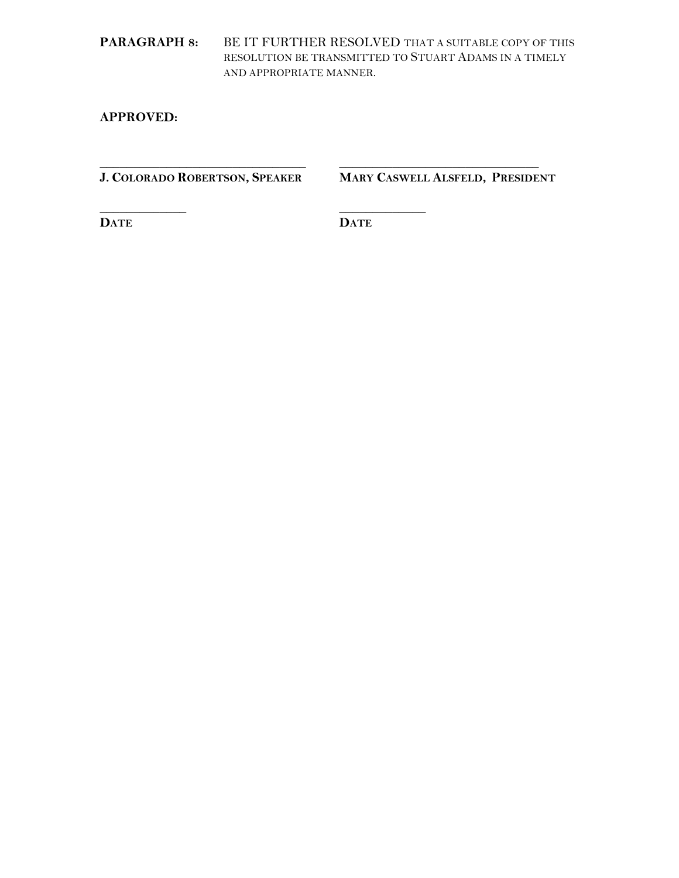**PARAGRAPH 8:** BE IT FURTHER RESOLVED THAT A SUITABLE COPY OF THIS RESOLUTION BE TRANSMITTED TO STUART ADAMS IN A TIMELY AND APPROPRIATE MANNER.

**APPROVED:**

________________________________
**J. COLORADO ROBERTSON, SPEAKER**

_____________
**DATE**

________________________________
**MARY CASWELL ALSFELD, PRESIDENT**

_____________
**DATE**